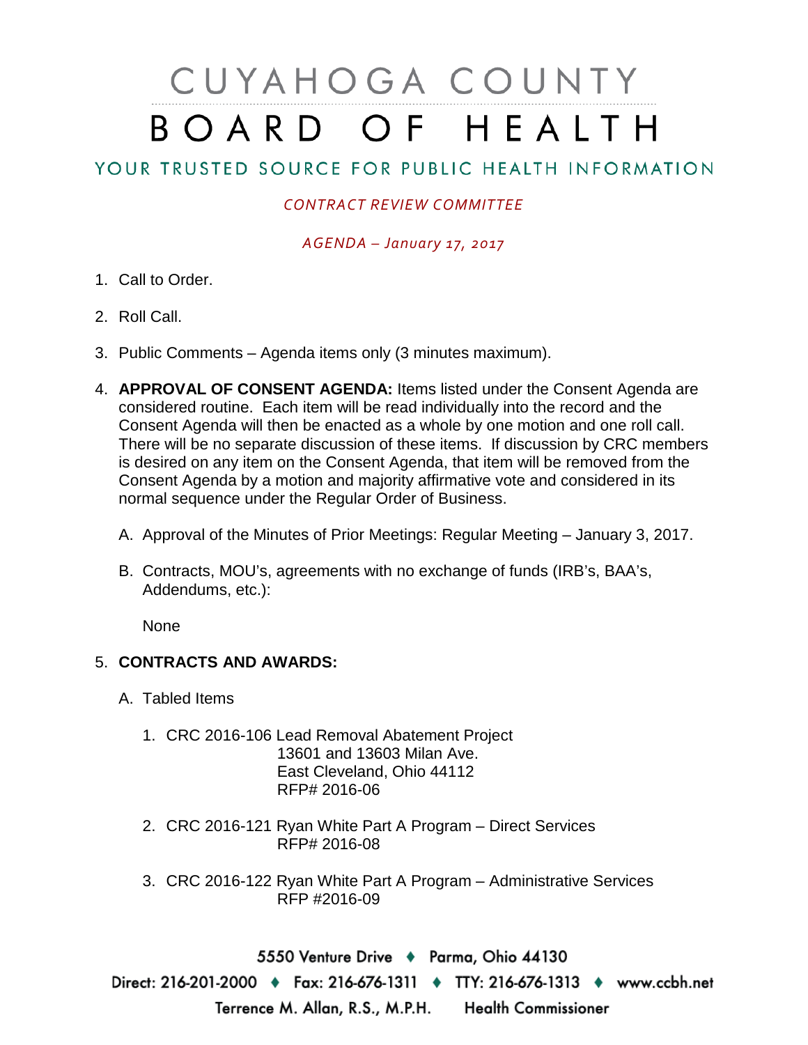# CUYAHOGA COUNTY BOARD OF HEALTH

YOUR TRUSTED SOURCE FOR PUBLIC HEALTH INFORMATION

*CONTRACT REVIEW COMMITTEE*

*AGENDA – January 17, 2017*

1. Call to Order.
2. Roll Call.
3. Public Comments – Agenda items only (3 minutes maximum).
4. **APPROVAL OF CONSENT AGENDA:** Items listed under the Consent Agenda are considered routine. Each item will be read individually into the record and the Consent Agenda will then be enacted as a whole by one motion and one roll call. There will be no separate discussion of these items. If discussion by CRC members is desired on any item on the Consent Agenda, that item will be removed from the Consent Agenda by a motion and majority affirmative vote and considered in its normal sequence under the Regular Order of Business.

   A. Approval of the Minutes of Prior Meetings: Regular Meeting – January 3, 2017.

   B. Contracts, MOU's, agreements with no exchange of funds (IRB's, BAA's, Addendums, etc.):

      None

5. **CONTRACTS AND AWARDS:**

   A. Tabled Items

      1. CRC 2016-106 Lead Removal Abatement Project
         13601 and 13603 Milan Ave.
         East Cleveland, Ohio 44112
         RFP# 2016-06

      2. CRC 2016-121 Ryan White Part A Program – Direct Services
         RFP# 2016-08

      3. CRC 2016-122 Ryan White Part A Program – Administrative Services
         RFP #2016-09

5550 Venture Drive ♦ Parma, Ohio 44130
Direct: 216-201-2000 ♦ Fax: 216-676-1311 ♦ TTY: 216-676-1313 ♦ www.ccbh.net
Terrence M. Allan, R.S., M.P.H. Health Commissioner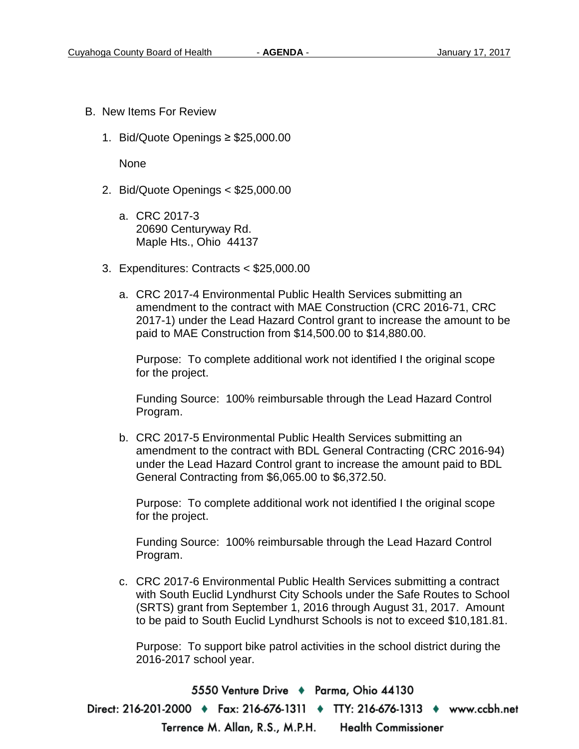B. New Items For Review

1. Bid/Quote Openings ≥ $25,000.00

   None

2. Bid/Quote Openings < $25,000.00

   a. CRC 2017-3
      20690 Centuryway Rd.
      Maple Hts., Ohio 44137

3. Expenditures: Contracts < $25,000.00

   a. CRC 2017-4 Environmental Public Health Services submitting an amendment to the contract with MAE Construction (CRC 2016-71, CRC 2017-1) under the Lead Hazard Control grant to increase the amount to be paid to MAE Construction from $14,500.00 to $14,880.00.

      Purpose: To complete additional work not identified I the original scope for the project.

      Funding Source: 100% reimbursable through the Lead Hazard Control Program.

   b. CRC 2017-5 Environmental Public Health Services submitting an amendment to the contract with BDL General Contracting (CRC 2016-94) under the Lead Hazard Control grant to increase the amount paid to BDL General Contracting from $6,065.00 to $6,372.50.

      Purpose: To complete additional work not identified I the original scope for the project.

      Funding Source: 100% reimbursable through the Lead Hazard Control Program.

   c. CRC 2017-6 Environmental Public Health Services submitting a contract with South Euclid Lyndhurst City Schools under the Safe Routes to School (SRTS) grant from September 1, 2016 through August 31, 2017. Amount to be paid to South Euclid Lyndhurst Schools is not to exceed $10,181.81.

      Purpose: To support bike patrol activities in the school district during the 2016-2017 school year.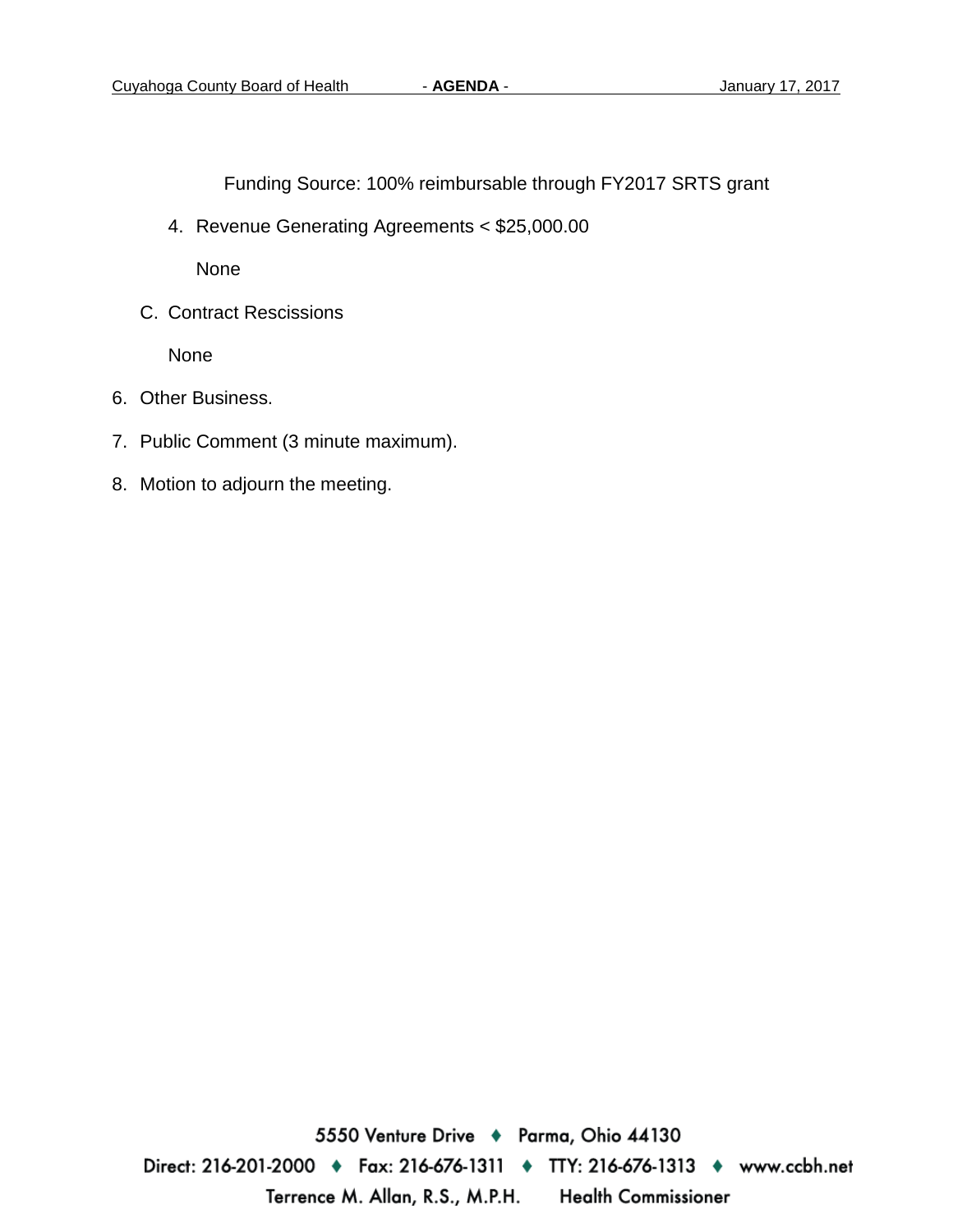Funding Source: 100% reimbursable through FY2017 SRTS grant

4. Revenue Generating Agreements < $25,000.00

   None

C. Contract Rescissions

   None

6. Other Business.
7. Public Comment (3 minute maximum).
8. Motion to adjourn the meeting.

5550 Venture Drive ♦ Parma, Ohio 44130

Direct: 216-201-2000 ♦ Fax: 216-676-1311 ♦ TTY: 216-676-1313 ♦ www.ccbh.net

Terrence M. Allan, R.S., M.P.H. Health Commissioner